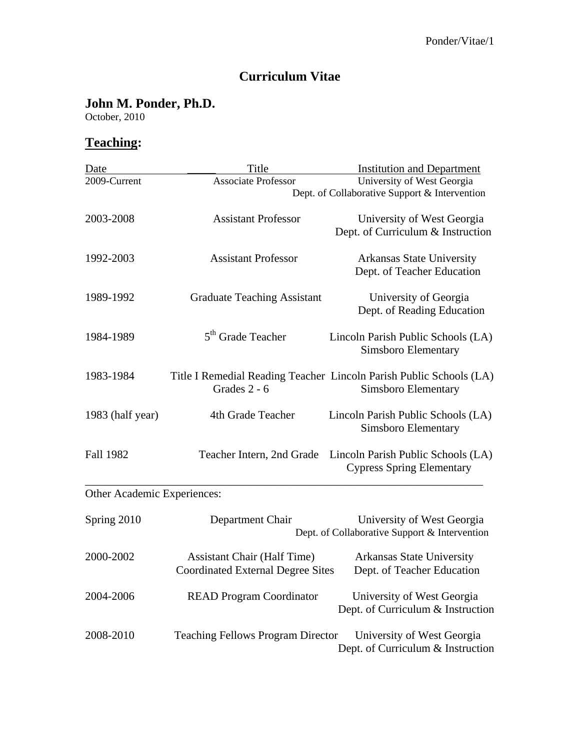# Curriculum Vitae

## John M. Ponder, Ph.D.

October, 2010

## **Teaching:**

| Date | Title | Institution and Department |
| --- | --- | --- |
| 2009-Current | Associate Professor | University of West Georgia<br>Dept. of Collaborative Support & Intervention |
| 2003-2008 | Assistant Professor | University of West Georgia<br>Dept. of Curriculum & Instruction |
| 1992-2003 | Assistant Professor | Arkansas State University<br>Dept. of Teacher Education |
| 1989-1992 | Graduate Teaching Assistant | University of Georgia<br>Dept. of Reading Education |
| 1984-1989 | 5th Grade Teacher | Lincoln Parish Public Schools (LA)<br>Simsboro Elementary |
| 1983-1984 | Title I Remedial Reading Teacher<br>Grades 2 - 6 | Lincoln Parish Public Schools (LA)<br>Simsboro Elementary |
| 1983 (half year) | 4th Grade Teacher | Lincoln Parish Public Schools (LA)<br>Simsboro Elementary |
| Fall 1982 | Teacher Intern, 2nd Grade | Lincoln Parish Public Schools (LA)<br>Cypress Spring Elementary |

Other Academic Experiences:

| | | |
| --- | --- | --- |
| Spring 2010 | Department Chair | University of West Georgia<br>Dept. of Collaborative Support & Intervention |
| 2000-2002 | Assistant Chair (Half Time)<br>Coordinated External Degree Sites | Arkansas State University<br>Dept. of Teacher Education |
| 2004-2006 | READ Program Coordinator | University of West Georgia<br>Dept. of Curriculum & Instruction |
| 2008-2010 | Teaching Fellows Program Director | University of West Georgia<br>Dept. of Curriculum & Instruction |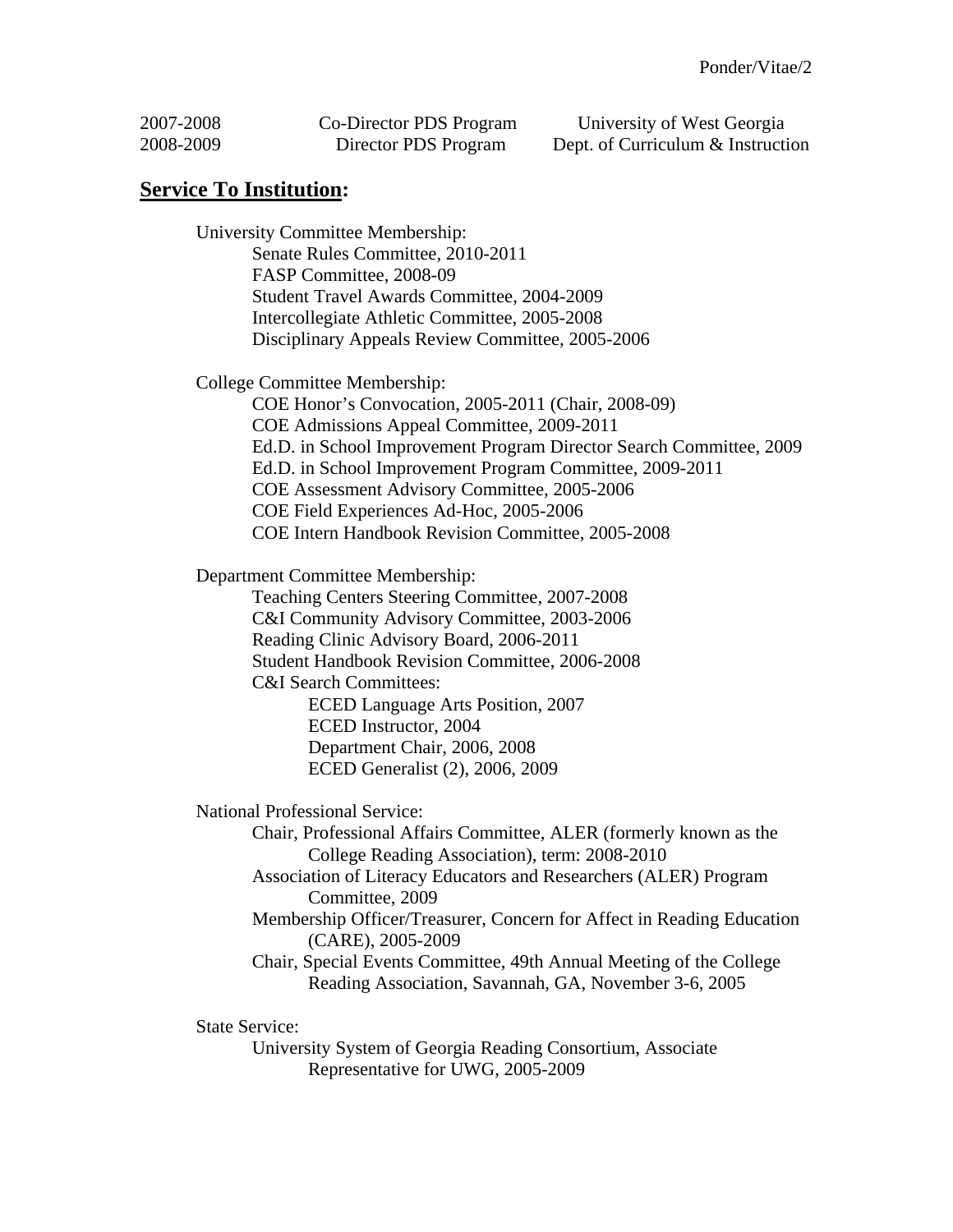| | | |
|---|---|---|
| 2007-2008 | Co-Director PDS Program | University of West Georgia |
| 2008-2009 | Director PDS Program | Dept. of Curriculum & Instruction |

## **Service To Institution:**

University Committee Membership:

- Senate Rules Committee, 2010-2011
- FASP Committee, 2008-09
- Student Travel Awards Committee, 2004-2009
- Intercollegiate Athletic Committee, 2005-2008
- Disciplinary Appeals Review Committee, 2005-2006

College Committee Membership:

- COE Honor's Convocation, 2005-2011 (Chair, 2008-09)
- COE Admissions Appeal Committee, 2009-2011
- Ed.D. in School Improvement Program Director Search Committee, 2009
- Ed.D. in School Improvement Program Committee, 2009-2011
- COE Assessment Advisory Committee, 2005-2006
- COE Field Experiences Ad-Hoc, 2005-2006
- COE Intern Handbook Revision Committee, 2005-2008

Department Committee Membership:

- Teaching Centers Steering Committee, 2007-2008
- C&I Community Advisory Committee, 2003-2006
- Reading Clinic Advisory Board, 2006-2011
- Student Handbook Revision Committee, 2006-2008
- C&I Search Committees:
  - ECED Language Arts Position, 2007
  - ECED Instructor, 2004
  - Department Chair, 2006, 2008
  - ECED Generalist (2), 2006, 2009

National Professional Service:

- Chair, Professional Affairs Committee, ALER (formerly known as the College Reading Association), term: 2008-2010
- Association of Literacy Educators and Researchers (ALER) Program Committee, 2009
- Membership Officer/Treasurer, Concern for Affect in Reading Education (CARE), 2005-2009
- Chair, Special Events Committee, 49th Annual Meeting of the College Reading Association, Savannah, GA, November 3-6, 2005

State Service:

- University System of Georgia Reading Consortium, Associate Representative for UWG, 2005-2009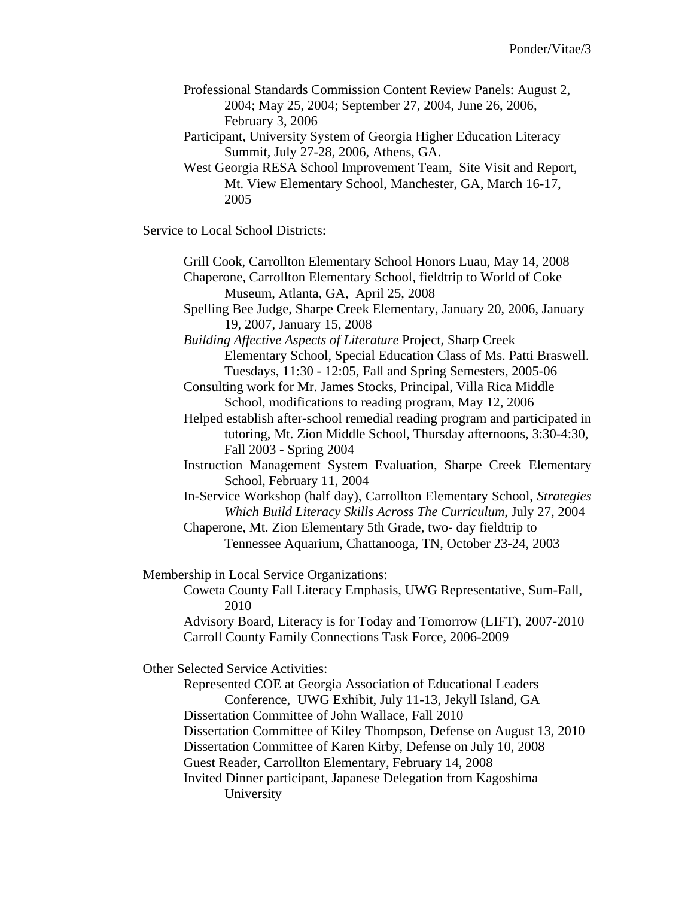Professional Standards Commission Content Review Panels: August 2, 2004; May 25, 2004; September 27, 2004, June 26, 2006, February 3, 2006

Participant, University System of Georgia Higher Education Literacy Summit, July 27-28, 2006, Athens, GA.

West Georgia RESA School Improvement Team, Site Visit and Report, Mt. View Elementary School, Manchester, GA, March 16-17, 2005

Service to Local School Districts:

Grill Cook, Carrollton Elementary School Honors Luau, May 14, 2008

Chaperone, Carrollton Elementary School, fieldtrip to World of Coke Museum, Atlanta, GA, April 25, 2008

Spelling Bee Judge, Sharpe Creek Elementary, January 20, 2006, January 19, 2007, January 15, 2008

*Building Affective Aspects of Literature* Project, Sharp Creek Elementary School, Special Education Class of Ms. Patti Braswell. Tuesdays, 11:30 - 12:05, Fall and Spring Semesters, 2005-06

Consulting work for Mr. James Stocks, Principal, Villa Rica Middle School, modifications to reading program, May 12, 2006

Helped establish after-school remedial reading program and participated in tutoring, Mt. Zion Middle School, Thursday afternoons, 3:30-4:30, Fall 2003 - Spring 2004

Instruction Management System Evaluation, Sharpe Creek Elementary School, February 11, 2004

In-Service Workshop (half day), Carrollton Elementary School, *Strategies Which Build Literacy Skills Across The Curriculum*, July 27, 2004

Chaperone, Mt. Zion Elementary 5th Grade, two- day fieldtrip to Tennessee Aquarium, Chattanooga, TN, October 23-24, 2003

Membership in Local Service Organizations:

Coweta County Fall Literacy Emphasis, UWG Representative, Sum-Fall, 2010

Advisory Board, Literacy is for Today and Tomorrow (LIFT), 2007-2010

Carroll County Family Connections Task Force, 2006-2009

Other Selected Service Activities:

Represented COE at Georgia Association of Educational Leaders Conference, UWG Exhibit, July 11-13, Jekyll Island, GA

Dissertation Committee of John Wallace, Fall 2010

Dissertation Committee of Kiley Thompson, Defense on August 13, 2010

Dissertation Committee of Karen Kirby, Defense on July 10, 2008

Guest Reader, Carrollton Elementary, February 14, 2008

Invited Dinner participant, Japanese Delegation from Kagoshima University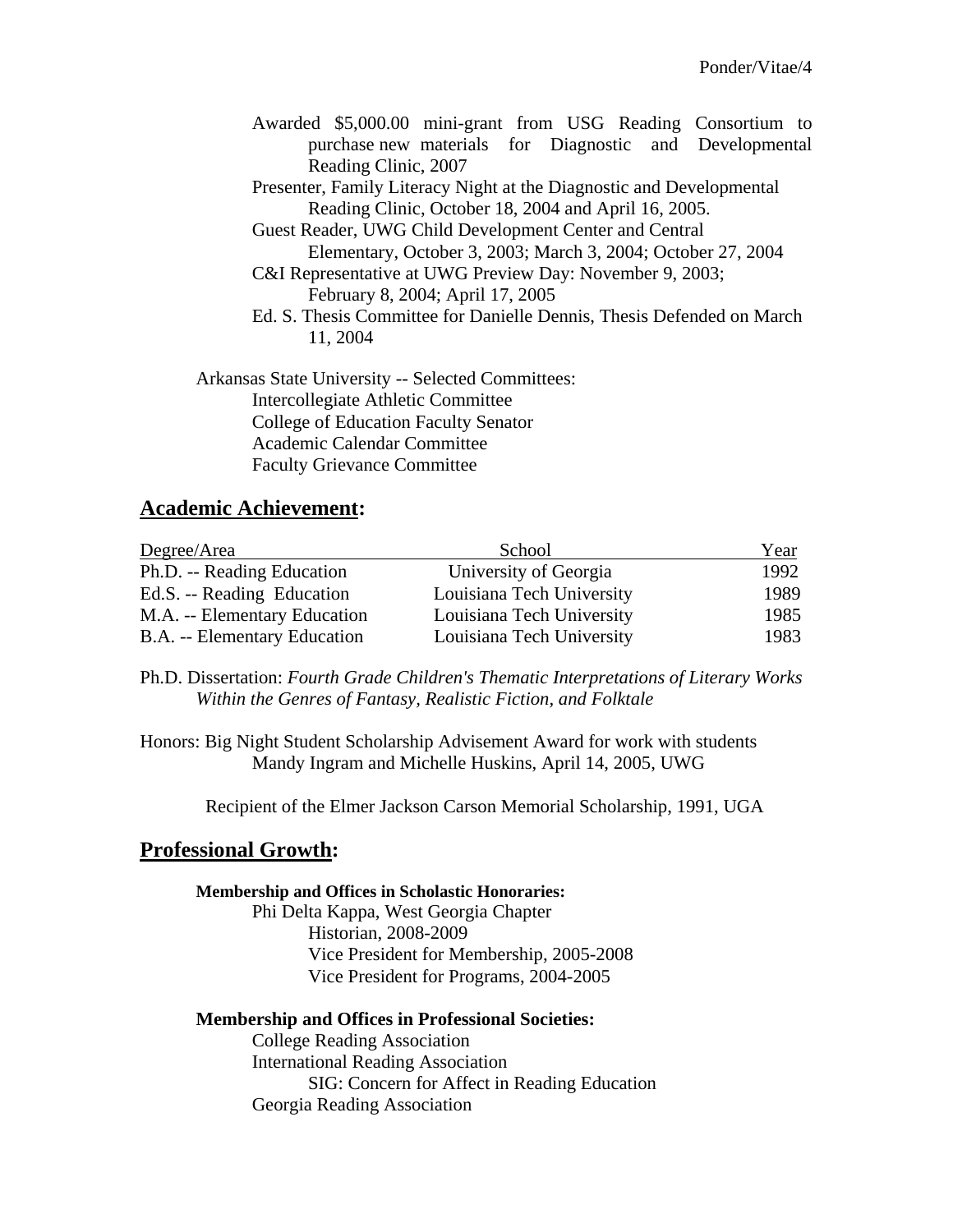Awarded $5,000.00 mini-grant from USG Reading Consortium to purchase new materials for Diagnostic and Developmental Reading Clinic, 2007

Presenter, Family Literacy Night at the Diagnostic and Developmental Reading Clinic, October 18, 2004 and April 16, 2005.

Guest Reader, UWG Child Development Center and Central Elementary, October 3, 2003; March 3, 2004; October 27, 2004

C&I Representative at UWG Preview Day: November 9, 2003; February 8, 2004; April 17, 2005

Ed. S. Thesis Committee for Danielle Dennis, Thesis Defended on March 11, 2004

Arkansas State University -- Selected Committees:

- Intercollegiate Athletic Committee
- College of Education Faculty Senator
- Academic Calendar Committee
- Faculty Grievance Committee

## Academic Achievement:

| Degree/Area | School | Year |
|---|---|---|
| Ph.D. -- Reading Education | University of Georgia | 1992 |
| Ed.S. -- Reading Education | Louisiana Tech University | 1989 |
| M.A. -- Elementary Education | Louisiana Tech University | 1985 |
| B.A. -- Elementary Education | Louisiana Tech University | 1983 |

Ph.D. Dissertation: *Fourth Grade Children's Thematic Interpretations of Literary Works Within the Genres of Fantasy, Realistic Fiction, and Folktale*

Honors: Big Night Student Scholarship Advisement Award for work with students Mandy Ingram and Michelle Huskins, April 14, 2005, UWG

Recipient of the Elmer Jackson Carson Memorial Scholarship, 1991, UGA

## Professional Growth:

**Membership and Offices in Scholastic Honoraries:**

Phi Delta Kappa, West Georgia Chapter
- Historian, 2008-2009
- Vice President for Membership, 2005-2008
- Vice President for Programs, 2004-2005

**Membership and Offices in Professional Societies:**

- College Reading Association
- International Reading Association
  - SIG: Concern for Affect in Reading Education
- Georgia Reading Association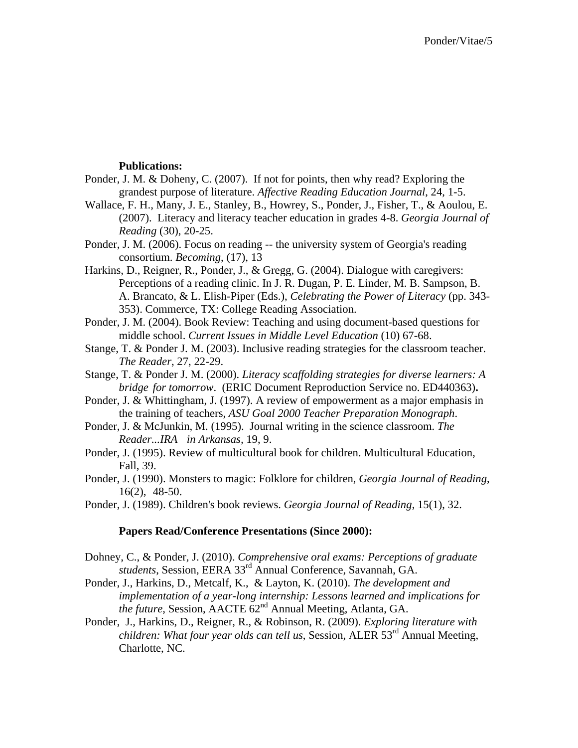**Publications:**

Ponder, J. M. & Doheny, C. (2007). If not for points, then why read? Exploring the grandest purpose of literature. *Affective Reading Education Journal*, 24, 1-5.

Wallace, F. H., Many, J. E., Stanley, B., Howrey, S., Ponder, J., Fisher, T., & Aoulou, E. (2007). Literacy and literacy teacher education in grades 4-8. *Georgia Journal of Reading* (30), 20-25.

Ponder, J. M. (2006). Focus on reading -- the university system of Georgia's reading consortium. *Becoming*, (17), 13

Harkins, D., Reigner, R., Ponder, J., & Gregg, G. (2004). Dialogue with caregivers: Perceptions of a reading clinic. In J. R. Dugan, P. E. Linder, M. B. Sampson, B. A. Brancato, & L. Elish-Piper (Eds.), *Celebrating the Power of Literacy* (pp. 343-353). Commerce, TX: College Reading Association.

Ponder, J. M. (2004). Book Review: Teaching and using document-based questions for middle school. *Current Issues in Middle Level Education* (10) 67-68.

Stange, T. & Ponder J. M. (2003). Inclusive reading strategies for the classroom teacher. *The Reader*, 27, 22-29.

Stange, T. & Ponder J. M. (2000). *Literacy scaffolding strategies for diverse learners: A bridge for tomorrow*. (ERIC Document Reproduction Service no. ED440363)**.**

Ponder, J. & Whittingham, J. (1997). A review of empowerment as a major emphasis in the training of teachers, *ASU Goal 2000 Teacher Preparation Monograph*.

Ponder, J. & McJunkin, M. (1995). Journal writing in the science classroom. *The Reader...IRA in Arkansas,* 19, 9.

Ponder, J. (1995). Review of multicultural book for children. Multicultural Education, Fall, 39.

Ponder, J. (1990). Monsters to magic: Folklore for children, *Georgia Journal of Reading*, 16(2), 48-50.

Ponder, J. (1989). Children's book reviews. *Georgia Journal of Reading*, 15(1), 32.

**Papers Read/Conference Presentations (Since 2000):**

Dohney, C., & Ponder, J. (2010). *Comprehensive oral exams: Perceptions of graduate students*, Session, EERA 33rd Annual Conference, Savannah, GA.

Ponder, J., Harkins, D., Metcalf, K., & Layton, K. (2010). *The development and implementation of a year-long internship: Lessons learned and implications for the future*, Session, AACTE 62nd Annual Meeting, Atlanta, GA.

Ponder, J., Harkins, D., Reigner, R., & Robinson, R. (2009). *Exploring literature with children: What four year olds can tell us*, Session, ALER 53rd Annual Meeting, Charlotte, NC.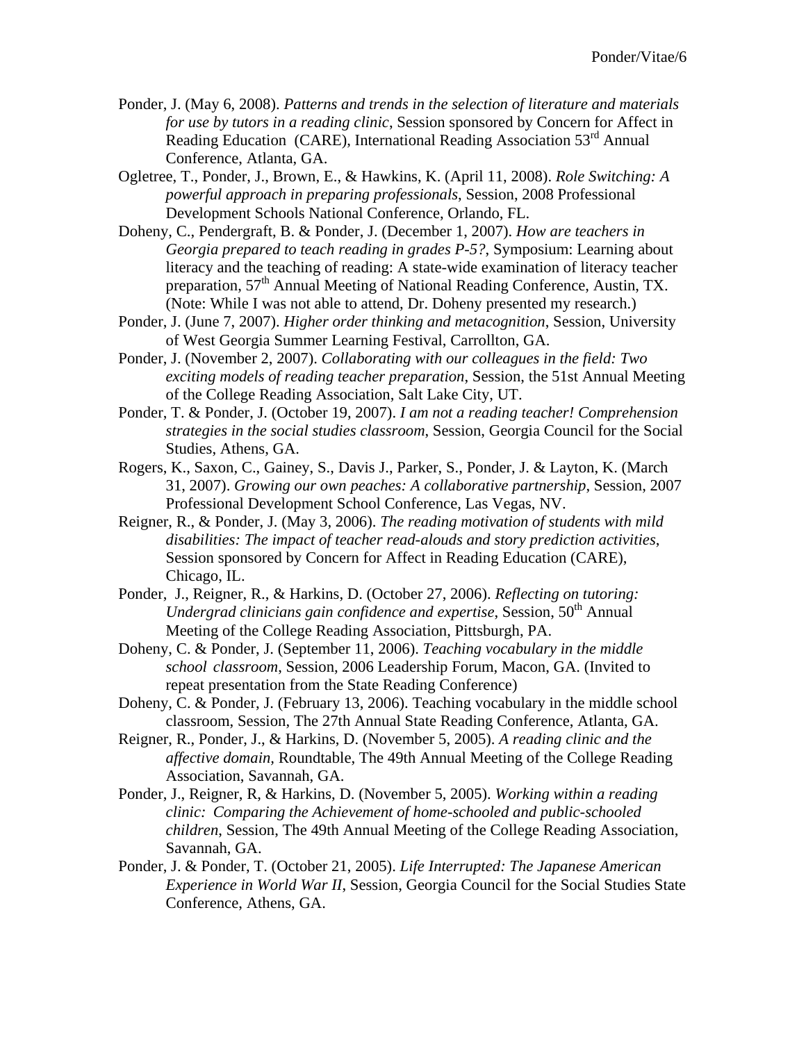Ponder, J. (May 6, 2008). *Patterns and trends in the selection of literature and materials for use by tutors in a reading clinic*, Session sponsored by Concern for Affect in Reading Education (CARE), International Reading Association 53rd Annual Conference, Atlanta, GA.

Ogletree, T., Ponder, J., Brown, E., & Hawkins, K. (April 11, 2008). *Role Switching: A powerful approach in preparing professionals*, Session, 2008 Professional Development Schools National Conference, Orlando, FL.

Doheny, C., Pendergraft, B. & Ponder, J. (December 1, 2007). *How are teachers in Georgia prepared to teach reading in grades P-5?*, Symposium: Learning about literacy and the teaching of reading: A state-wide examination of literacy teacher preparation, 57th Annual Meeting of National Reading Conference, Austin, TX. (Note: While I was not able to attend, Dr. Doheny presented my research.)

Ponder, J. (June 7, 2007). *Higher order thinking and metacognition*, Session, University of West Georgia Summer Learning Festival, Carrollton, GA.

Ponder, J. (November 2, 2007). *Collaborating with our colleagues in the field: Two exciting models of reading teacher preparation*, Session, the 51st Annual Meeting of the College Reading Association, Salt Lake City, UT.

Ponder, T. & Ponder, J. (October 19, 2007). *I am not a reading teacher! Comprehension strategies in the social studies classroom*, Session, Georgia Council for the Social Studies, Athens, GA.

Rogers, K., Saxon, C., Gainey, S., Davis J., Parker, S., Ponder, J. & Layton, K. (March 31, 2007). *Growing our own peaches: A collaborative partnership*, Session, 2007 Professional Development School Conference, Las Vegas, NV.

Reigner, R., & Ponder, J. (May 3, 2006). *The reading motivation of students with mild disabilities: The impact of teacher read-alouds and story prediction activities*, Session sponsored by Concern for Affect in Reading Education (CARE), Chicago, IL.

Ponder, J., Reigner, R., & Harkins, D. (October 27, 2006). *Reflecting on tutoring: Undergrad clinicians gain confidence and expertise*, Session, 50th Annual Meeting of the College Reading Association, Pittsburgh, PA.

Doheny, C. & Ponder, J. (September 11, 2006). *Teaching vocabulary in the middle school classroom*, Session, 2006 Leadership Forum, Macon, GA. (Invited to repeat presentation from the State Reading Conference)

Doheny, C. & Ponder, J. (February 13, 2006). Teaching vocabulary in the middle school classroom, Session, The 27th Annual State Reading Conference, Atlanta, GA.

Reigner, R., Ponder, J., & Harkins, D. (November 5, 2005). *A reading clinic and the affective domain*, Roundtable, The 49th Annual Meeting of the College Reading Association, Savannah, GA.

Ponder, J., Reigner, R, & Harkins, D. (November 5, 2005). *Working within a reading clinic: Comparing the Achievement of home-schooled and public-schooled children*, Session, The 49th Annual Meeting of the College Reading Association, Savannah, GA.

Ponder, J. & Ponder, T. (October 21, 2005). *Life Interrupted: The Japanese American Experience in World War II*, Session, Georgia Council for the Social Studies State Conference, Athens, GA.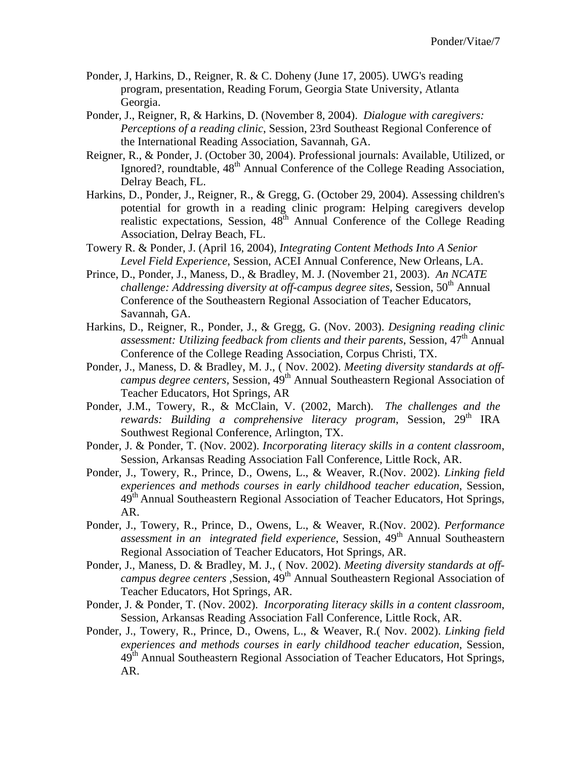Ponder, J, Harkins, D., Reigner, R. & C. Doheny (June 17, 2005). UWG's reading program, presentation, Reading Forum, Georgia State University, Atlanta Georgia.

Ponder, J., Reigner, R, & Harkins, D. (November 8, 2004). *Dialogue with caregivers: Perceptions of a reading clinic*, Session, 23rd Southeast Regional Conference of the International Reading Association, Savannah, GA.

Reigner, R., & Ponder, J. (October 30, 2004). Professional journals: Available, Utilized, or Ignored?, roundtable, 48th Annual Conference of the College Reading Association, Delray Beach, FL.

Harkins, D., Ponder, J., Reigner, R., & Gregg, G. (October 29, 2004). Assessing children's potential for growth in a reading clinic program: Helping caregivers develop realistic expectations, Session, 48th Annual Conference of the College Reading Association, Delray Beach, FL.

Towery R. & Ponder, J. (April 16, 2004), *Integrating Content Methods Into A Senior Level Field Experience*, Session, ACEI Annual Conference, New Orleans, LA.

Prince, D., Ponder, J., Maness, D., & Bradley, M. J. (November 21, 2003). *An NCATE challenge: Addressing diversity at off-campus degree sites*, Session, 50th Annual Conference of the Southeastern Regional Association of Teacher Educators, Savannah, GA.

Harkins, D., Reigner, R., Ponder, J., & Gregg, G. (Nov. 2003). *Designing reading clinic assessment: Utilizing feedback from clients and their parents*, Session, 47th Annual Conference of the College Reading Association, Corpus Christi, TX.

Ponder, J., Maness, D. & Bradley, M. J., ( Nov. 2002). *Meeting diversity standards at off-campus degree centers*, Session, 49th Annual Southeastern Regional Association of Teacher Educators, Hot Springs, AR

Ponder, J.M., Towery, R., & McClain, V. (2002, March). *The challenges and the rewards: Building a comprehensive literacy program*, Session, 29th IRA Southwest Regional Conference, Arlington, TX.

Ponder, J. & Ponder, T. (Nov. 2002). *Incorporating literacy skills in a content classroom*, Session, Arkansas Reading Association Fall Conference, Little Rock, AR.

Ponder, J., Towery, R., Prince, D., Owens, L., & Weaver, R.(Nov. 2002). *Linking field experiences and methods courses in early childhood teacher education*, Session, 49th Annual Southeastern Regional Association of Teacher Educators, Hot Springs, AR.

Ponder, J., Towery, R., Prince, D., Owens, L., & Weaver, R.(Nov. 2002). *Performance assessment in an integrated field experience*, Session, 49th Annual Southeastern Regional Association of Teacher Educators, Hot Springs, AR.

Ponder, J., Maness, D. & Bradley, M. J., ( Nov. 2002). *Meeting diversity standards at off-campus degree centers* ,Session, 49th Annual Southeastern Regional Association of Teacher Educators, Hot Springs, AR.

Ponder, J. & Ponder, T. (Nov. 2002). *Incorporating literacy skills in a content classroom*, Session, Arkansas Reading Association Fall Conference, Little Rock, AR.

Ponder, J., Towery, R., Prince, D., Owens, L., & Weaver, R.( Nov. 2002). *Linking field experiences and methods courses in early childhood teacher education*, Session, 49th Annual Southeastern Regional Association of Teacher Educators, Hot Springs, AR.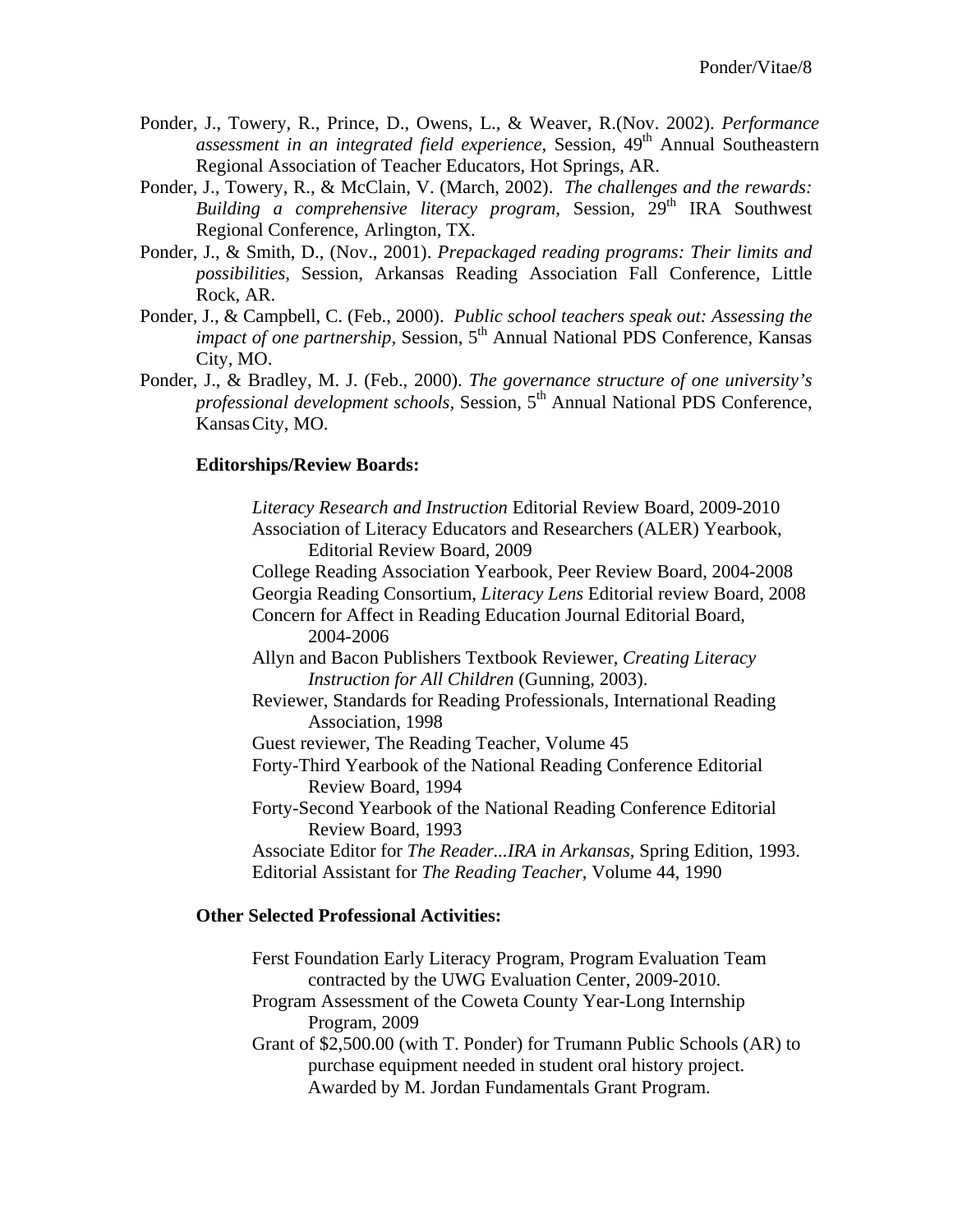Ponder, J., Towery, R., Prince, D., Owens, L., & Weaver, R.(Nov. 2002). *Performance assessment in an integrated field experience*, Session, 49th Annual Southeastern Regional Association of Teacher Educators, Hot Springs, AR.

Ponder, J., Towery, R., & McClain, V. (March, 2002). *The challenges and the rewards: Building a comprehensive literacy program*, Session, 29th IRA Southwest Regional Conference, Arlington, TX.

Ponder, J., & Smith, D., (Nov., 2001). *Prepackaged reading programs: Their limits and possibilities,* Session, Arkansas Reading Association Fall Conference, Little Rock, AR.

Ponder, J., & Campbell, C. (Feb., 2000). *Public school teachers speak out: Assessing the impact of one partnership,* Session, 5th Annual National PDS Conference, Kansas City, MO.

Ponder, J., & Bradley, M. J. (Feb., 2000). *The governance structure of one university's professional development schools,* Session, 5th Annual National PDS Conference, Kansas City, MO.

**Editorships/Review Boards:**

*Literacy Research and Instruction* Editorial Review Board, 2009-2010

Association of Literacy Educators and Researchers (ALER) Yearbook, Editorial Review Board, 2009

College Reading Association Yearbook, Peer Review Board, 2004-2008

Georgia Reading Consortium, *Literacy Lens* Editorial review Board, 2008

Concern for Affect in Reading Education Journal Editorial Board, 2004-2006

Allyn and Bacon Publishers Textbook Reviewer, *Creating Literacy Instruction for All Children* (Gunning, 2003).

Reviewer, Standards for Reading Professionals, International Reading Association, 1998

Guest reviewer, The Reading Teacher, Volume 45

Forty-Third Yearbook of the National Reading Conference Editorial Review Board, 1994

Forty-Second Yearbook of the National Reading Conference Editorial Review Board, 1993

Associate Editor for *The Reader...IRA in Arkansas*, Spring Edition, 1993.

Editorial Assistant for *The Reading Teacher*, Volume 44, 1990

**Other Selected Professional Activities:**

Ferst Foundation Early Literacy Program, Program Evaluation Team contracted by the UWG Evaluation Center, 2009-2010.

Program Assessment of the Coweta County Year-Long Internship Program, 2009

Grant of $2,500.00 (with T. Ponder) for Trumann Public Schools (AR) to purchase equipment needed in student oral history project. Awarded by M. Jordan Fundamentals Grant Program.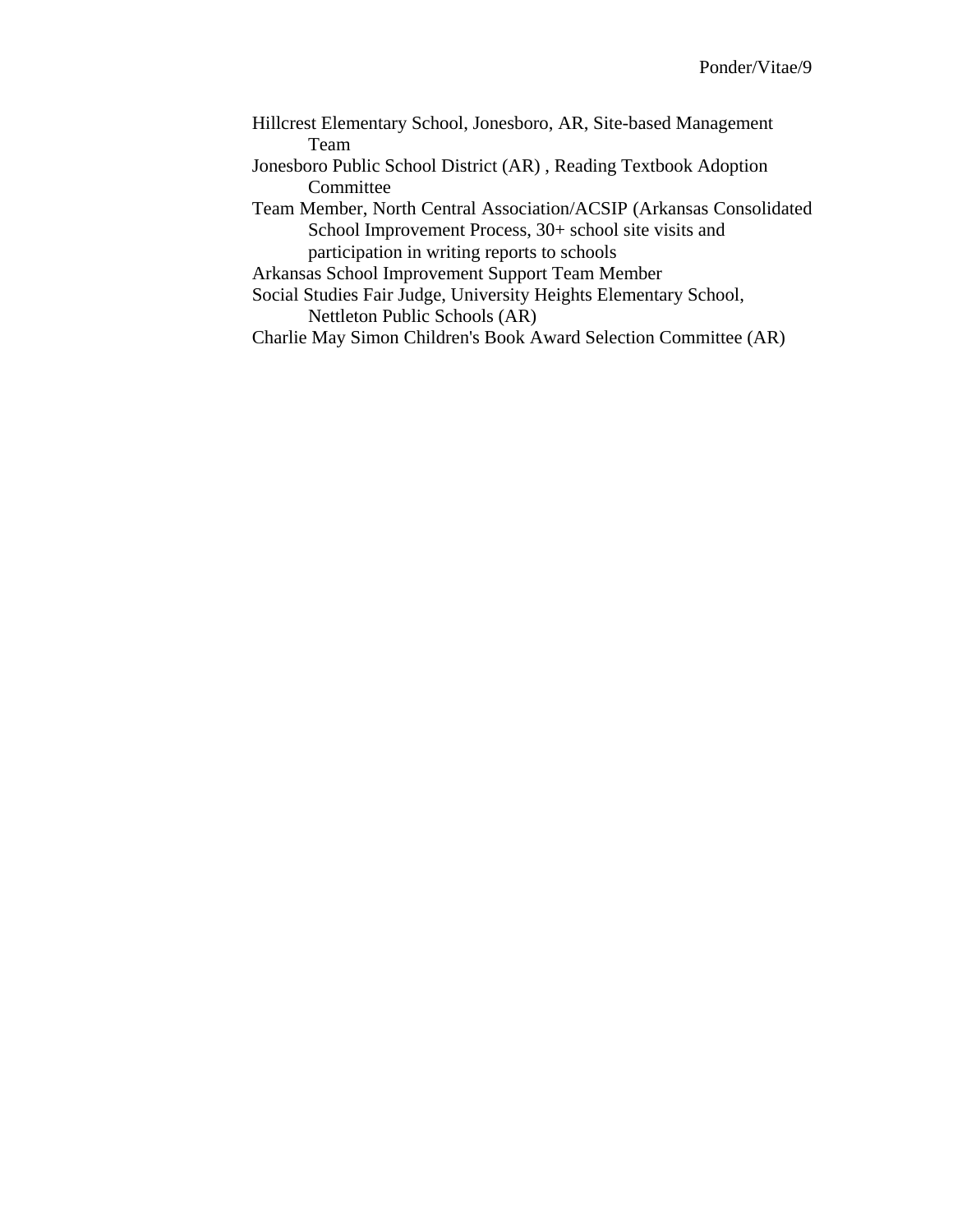Hillcrest Elementary School, Jonesboro, AR, Site-based Management Team

Jonesboro Public School District (AR) , Reading Textbook Adoption Committee

Team Member, North Central Association/ACSIP (Arkansas Consolidated School Improvement Process, 30+ school site visits and participation in writing reports to schools

Arkansas School Improvement Support Team Member

Social Studies Fair Judge, University Heights Elementary School, Nettleton Public Schools (AR)

Charlie May Simon Children's Book Award Selection Committee (AR)